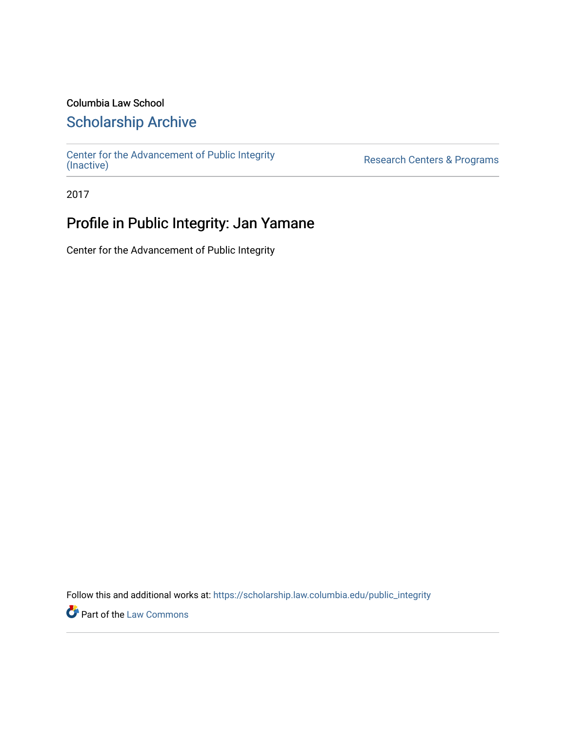Columbia Law School

# Scholarship Archive

Center for the Advancement of Public Integrity (Inactive)

Research Centers & Programs

2017

## Profile in Public Integrity: Jan Yamane

Center for the Advancement of Public Integrity

Follow this and additional works at: https://scholarship.law.columbia.edu/public_integrity

Part of the Law Commons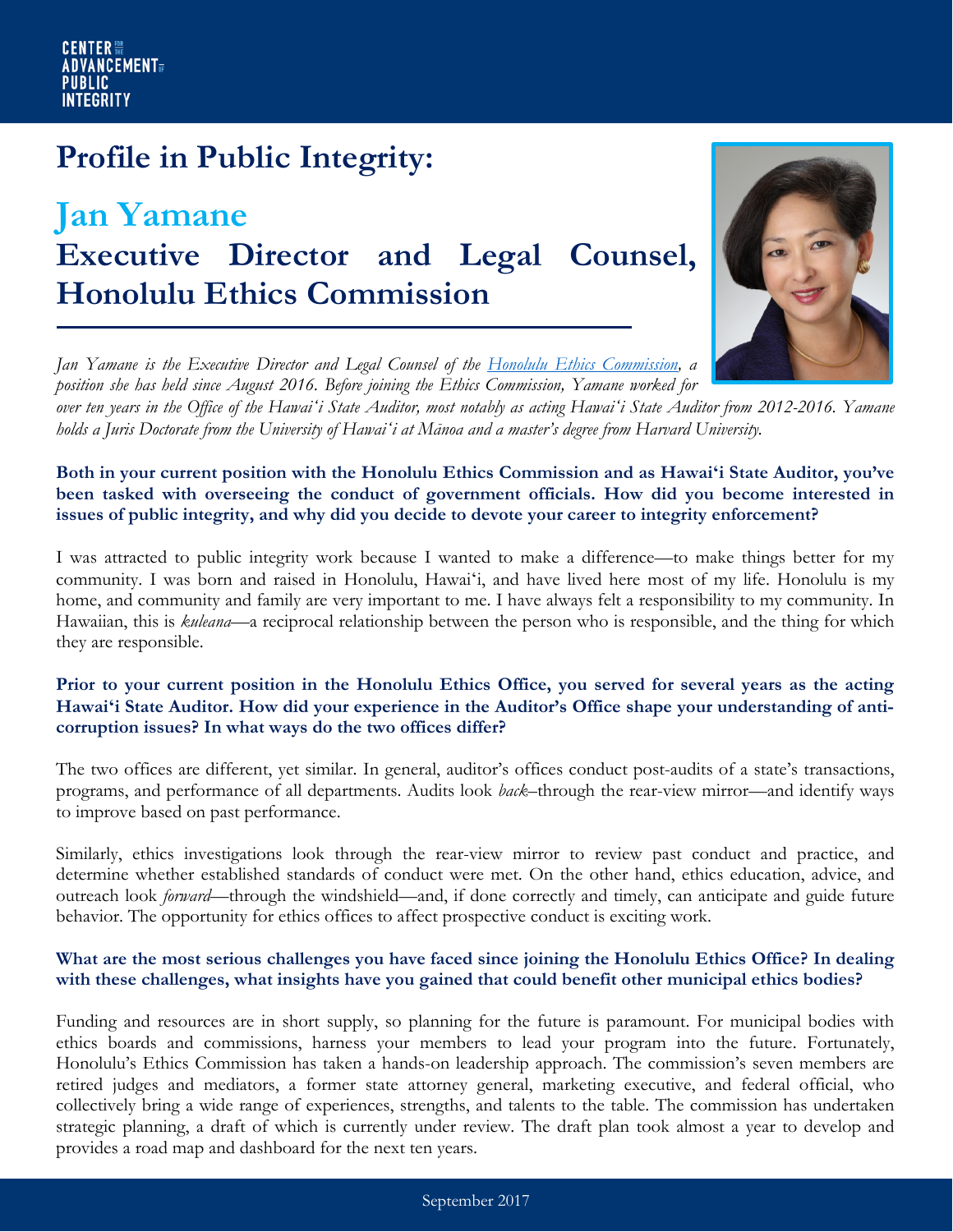# Profile in Public Integrity:

## Jan Yamane

## Executive Director and Legal Counsel, Honolulu Ethics Commission

*Jan Yamane is the Executive Director and Legal Counsel of the [Honolulu Ethics Commission](), a position she has held since August 2016. Before joining the Ethics Commission, Yamane worked for over ten years in the Office of the Hawaiʻi State Auditor, most notably as acting Hawaiʻi State Auditor from 2012-2016. Yamane holds a Juris Doctorate from the University of Hawaiʻi at Mānoa and a master's degree from Harvard University.*

**Both in your current position with the Honolulu Ethics Commission and as Hawaiʻi State Auditor, you've been tasked with overseeing the conduct of government officials. How did you become interested in issues of public integrity, and why did you decide to devote your career to integrity enforcement?**

I was attracted to public integrity work because I wanted to make a difference—to make things better for my community. I was born and raised in Honolulu, Hawaiʻi, and have lived here most of my life. Honolulu is my home, and community and family are very important to me. I have always felt a responsibility to my community. In Hawaiian, this is *kuleana*—a reciprocal relationship between the person who is responsible, and the thing for which they are responsible.

**Prior to your current position in the Honolulu Ethics Office, you served for several years as the acting Hawaiʻi State Auditor. How did your experience in the Auditor's Office shape your understanding of anti-corruption issues? In what ways do the two offices differ?**

The two offices are different, yet similar. In general, auditor's offices conduct post-audits of a state's transactions, programs, and performance of all departments. Audits look *back*–through the rear-view mirror—and identify ways to improve based on past performance.

Similarly, ethics investigations look through the rear-view mirror to review past conduct and practice, and determine whether established standards of conduct were met. On the other hand, ethics education, advice, and outreach look *forward*—through the windshield—and, if done correctly and timely, can anticipate and guide future behavior. The opportunity for ethics offices to affect prospective conduct is exciting work.

**What are the most serious challenges you have faced since joining the Honolulu Ethics Office? In dealing with these challenges, what insights have you gained that could benefit other municipal ethics bodies?**

Funding and resources are in short supply, so planning for the future is paramount. For municipal bodies with ethics boards and commissions, harness your members to lead your program into the future. Fortunately, Honolulu's Ethics Commission has taken a hands-on leadership approach. The commission's seven members are retired judges and mediators, a former state attorney general, marketing executive, and federal official, who collectively bring a wide range of experiences, strengths, and talents to the table. The commission has undertaken strategic planning, a draft of which is currently under review. The draft plan took almost a year to develop and provides a road map and dashboard for the next ten years.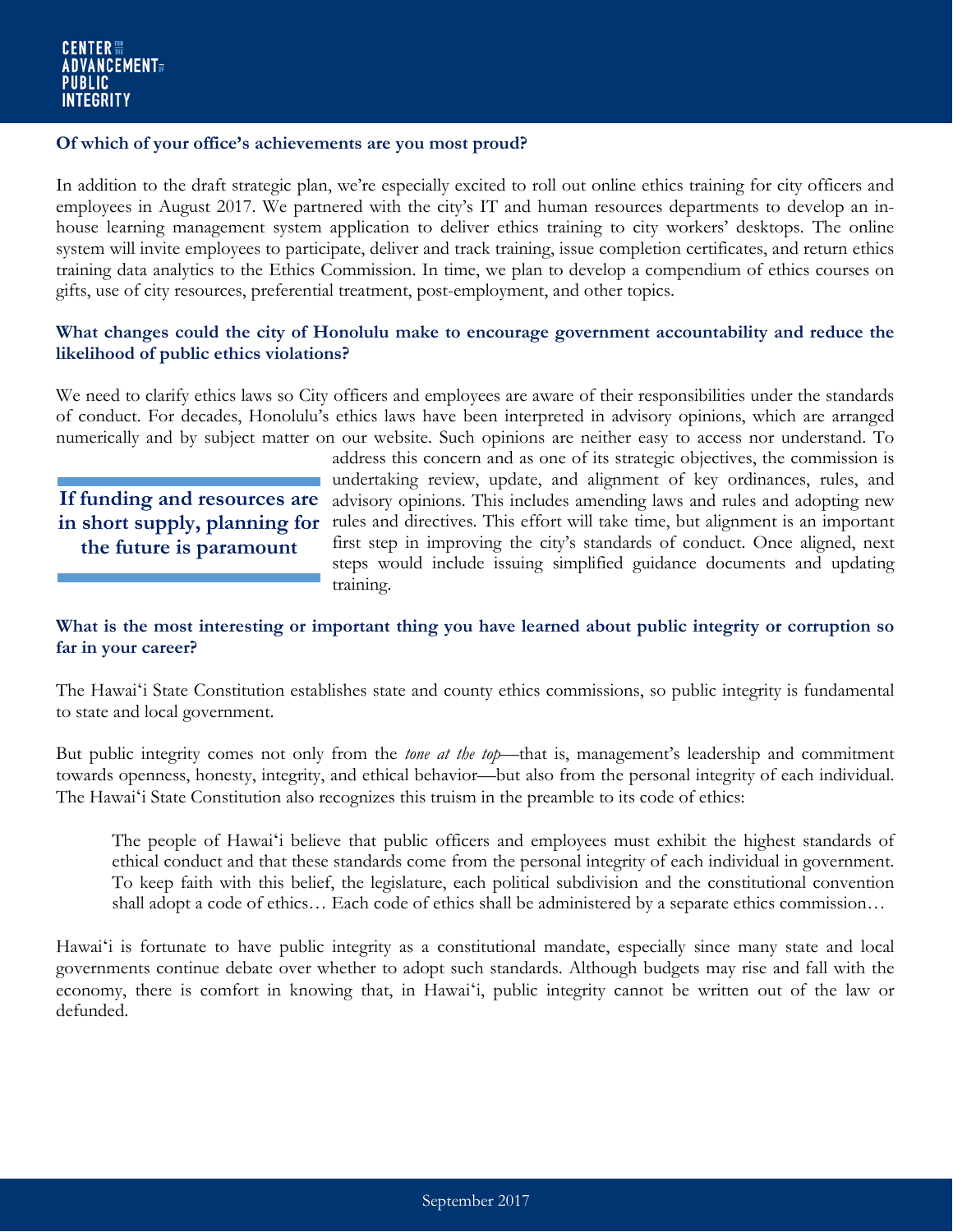**Of which of your office's achievements are you most proud?**

In addition to the draft strategic plan, we're especially excited to roll out online ethics training for city officers and employees in August 2017. We partnered with the city's IT and human resources departments to develop an in-house learning management system application to deliver ethics training to city workers' desktops. The online system will invite employees to participate, deliver and track training, issue completion certificates, and return ethics training data analytics to the Ethics Commission. In time, we plan to develop a compendium of ethics courses on gifts, use of city resources, preferential treatment, post-employment, and other topics.

**What changes could the city of Honolulu make to encourage government accountability and reduce the likelihood of public ethics violations?**

We need to clarify ethics laws so City officers and employees are aware of their responsibilities under the standards of conduct. For decades, Honolulu's ethics laws have been interpreted in advisory opinions, which are arranged numerically and by subject matter on our website. Such opinions are neither easy to access nor understand. To address this concern and as one of its strategic objectives, the commission is undertaking review, update, and alignment of key ordinances, rules, and advisory opinions. This includes amending laws and rules and adopting new rules and directives. This effort will take time, but alignment is an important first step in improving the city's standards of conduct. Once aligned, next steps would include issuing simplified guidance documents and updating training.

**If funding and resources are in short supply, planning for the future is paramount**

**What is the most interesting or important thing you have learned about public integrity or corruption so far in your career?**

The Hawaiʻi State Constitution establishes state and county ethics commissions, so public integrity is fundamental to state and local government.

But public integrity comes not only from the *tone at the top*—that is, management's leadership and commitment towards openness, honesty, integrity, and ethical behavior—but also from the personal integrity of each individual. The Hawaiʻi State Constitution also recognizes this truism in the preamble to its code of ethics:

> The people of Hawaiʻi believe that public officers and employees must exhibit the highest standards of ethical conduct and that these standards come from the personal integrity of each individual in government. To keep faith with this belief, the legislature, each political subdivision and the constitutional convention shall adopt a code of ethics… Each code of ethics shall be administered by a separate ethics commission…

Hawaiʻi is fortunate to have public integrity as a constitutional mandate, especially since many state and local governments continue debate over whether to adopt such standards. Although budgets may rise and fall with the economy, there is comfort in knowing that, in Hawaiʻi, public integrity cannot be written out of the law or defunded.